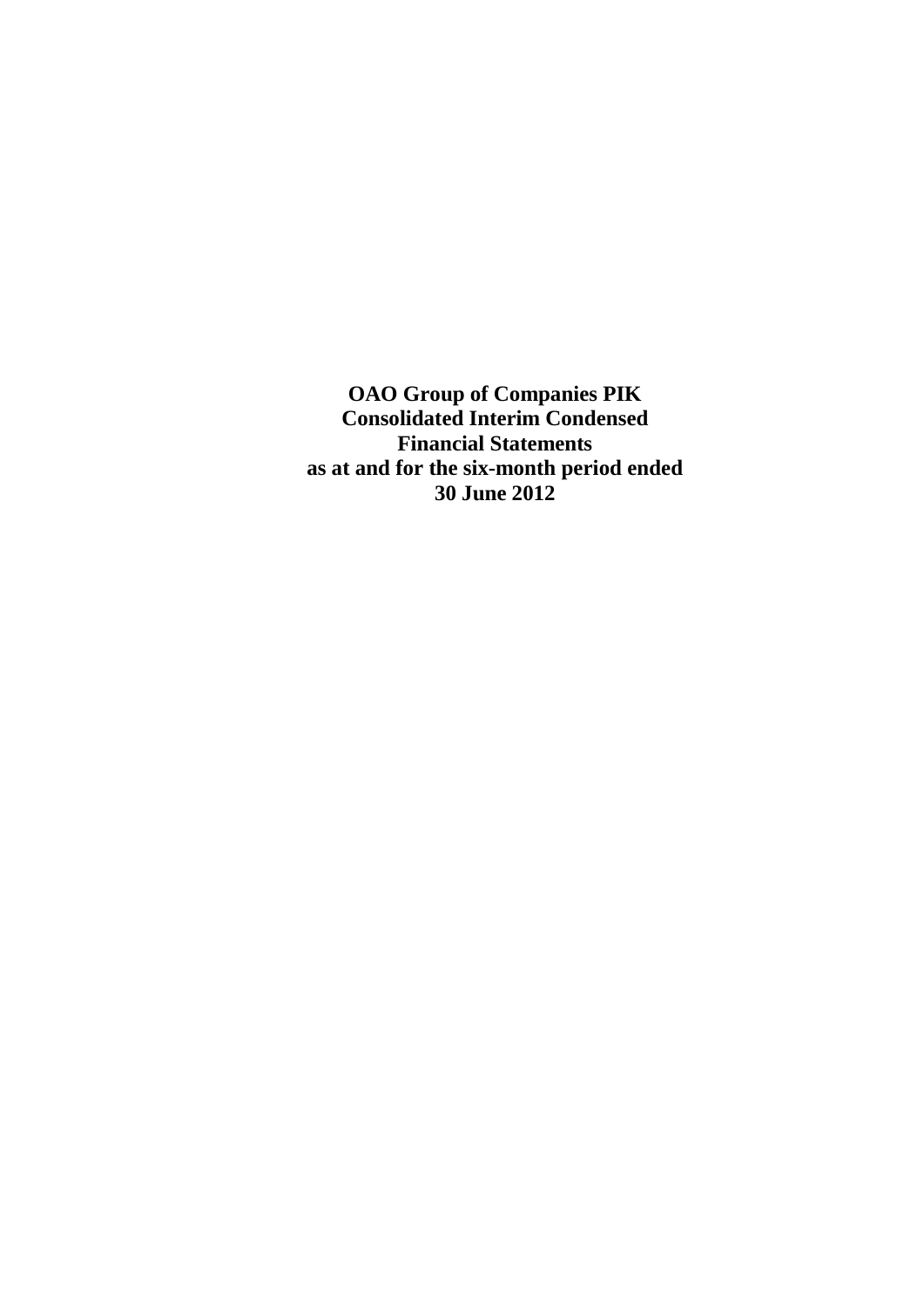# OAO Group of Companies PIK Consolidated Interim Condensed Financial Statements as at and for the six-month period ended 30 June 2012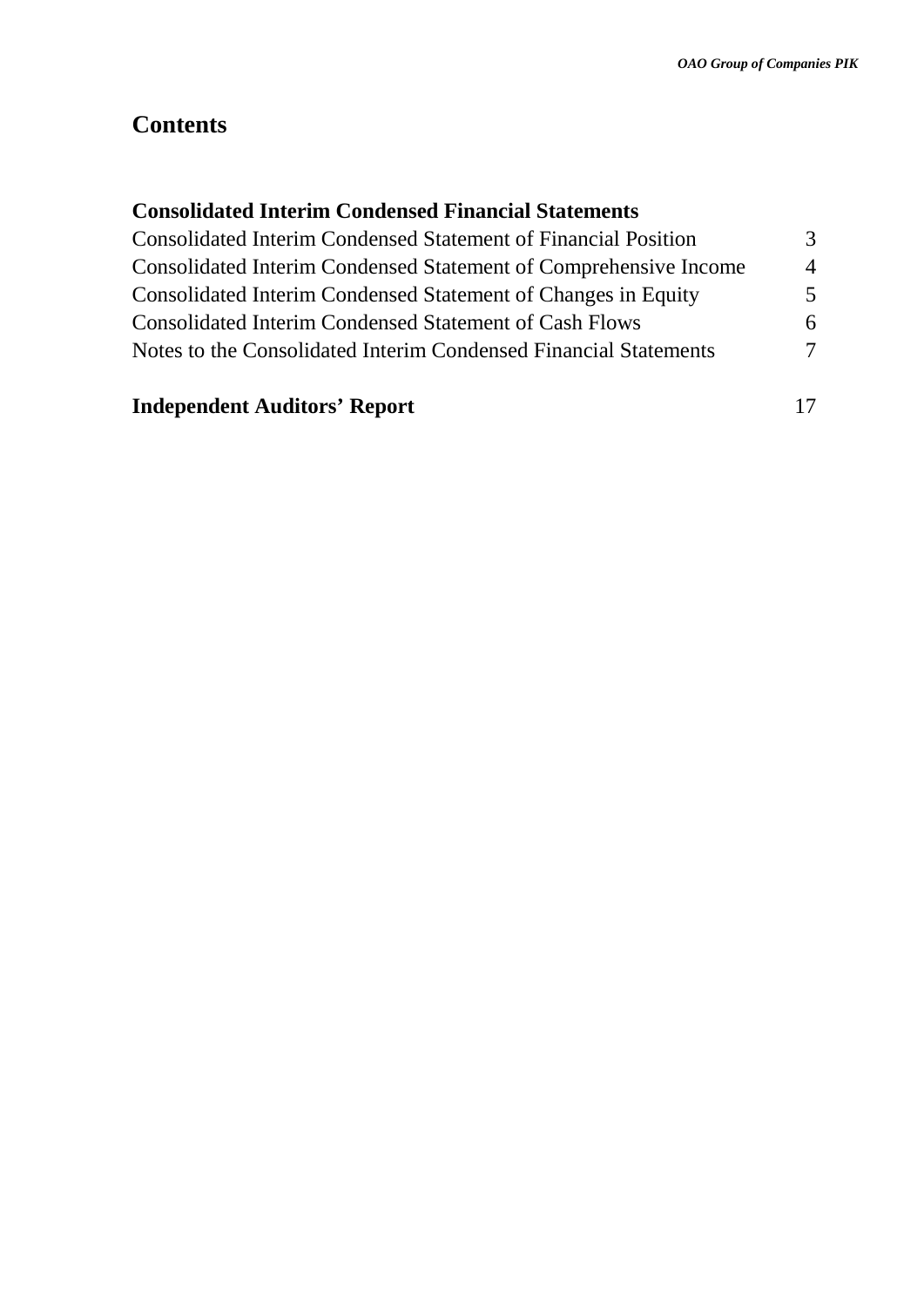# Contents

| **Consolidated Interim Condensed Financial Statements** | |
|---|---|
| Consolidated Interim Condensed Statement of Financial Position | 3 |
| Consolidated Interim Condensed Statement of Comprehensive Income | 4 |
| Consolidated Interim Condensed Statement of Changes in Equity | 5 |
| Consolidated Interim Condensed Statement of Cash Flows | 6 |
| Notes to the Consolidated Interim Condensed Financial Statements | 7 |
| | |
| **Independent Auditors' Report** | 17 |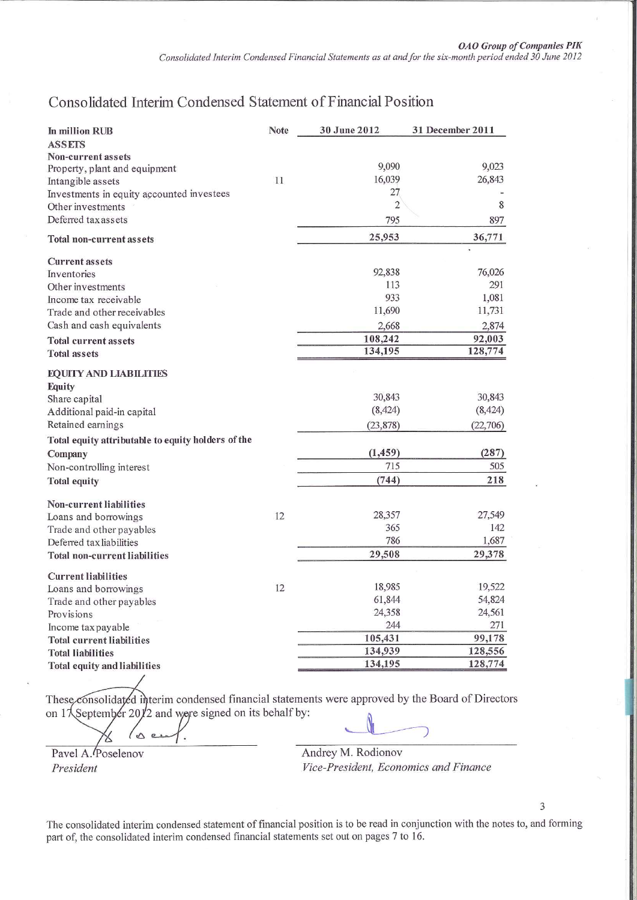## Consolidated Interim Condensed Statement of Financial Position

| In million RUB | Note | 30 June 2012 | 31 December 2011 |
|---|---|---|---|
| **ASSETS** | | | |
| **Non-current assets** | | | |
| Property, plant and equipment | | 9,090 | 9,023 |
| Intangible assets | 11 | 16,039 | 26,843 |
| Investments in equity accounted investees | | 27 | - |
| Other investments | | 2 | 8 |
| Deferred tax assets | | 795 | 897 |
| **Total non-current assets** | | **25,953** | **36,771** |
| **Current assets** | | | |
| Inventories | | 92,838 | 76,026 |
| Other investments | | 113 | 291 |
| Income tax receivable | | 933 | 1,081 |
| Trade and other receivables | | 11,690 | 11,731 |
| Cash and cash equivalents | | 2,668 | 2,874 |
| **Total current assets** | | **108,242** | **92,003** |
| **Total assets** | | **134,195** | **128,774** |
| **EQUITY AND LIABILITIES** | | | |
| **Equity** | | | |
| Share capital | | 30,843 | 30,843 |
| Additional paid-in capital | | (8,424) | (8,424) |
| Retained earnings | | (23,878) | (22,706) |
| **Total equity attributable to equity holders of the Company** | | **(1,459)** | **(287)** |
| Non-controlling interest | | 715 | 505 |
| **Total equity** | | **(744)** | **218** |
| **Non-current liabilities** | | | |
| Loans and borrowings | 12 | 28,357 | 27,549 |
| Trade and other payables | | 365 | 142 |
| Deferred tax liabilities | | 786 | 1,687 |
| **Total non-current liabilities** | | **29,508** | **29,378** |
| **Current liabilities** | | | |
| Loans and borrowings | 12 | 18,985 | 19,522 |
| Trade and other payables | | 61,844 | 54,824 |
| Provisions | | 24,358 | 24,561 |
| Income tax payable | | 244 | 271 |
| **Total current liabilities** | | **105,431** | **99,178** |
| **Total liabilities** | | **134,939** | **128,556** |
| **Total equity and liabilities** | | **134,195** | **128,774** |

These consolidated interim condensed financial statements were approved by the Board of Directors on 17 September 2012 and were signed on its behalf by:

Pavel A. Poselenov
*President*

Andrey M. Rodionov
*Vice-President, Economics and Finance*

The consolidated interim condensed statement of financial position is to be read in conjunction with the notes to, and forming part of, the consolidated interim condensed financial statements set out on pages 7 to 16.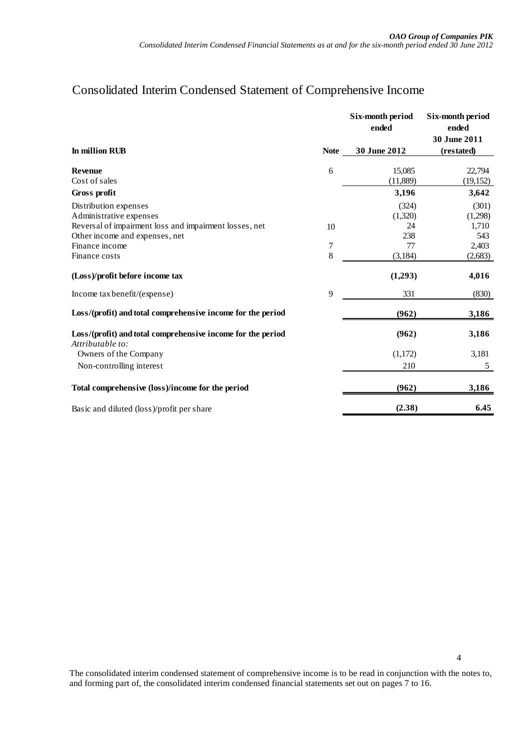# Consolidated Interim Condensed Statement of Comprehensive Income

| In million RUB | Note | Six-month period ended 30 June 2012 | Six-month period ended 30 June 2011 (restated) |
|---|---|---|---|
| **Revenue** | 6 | 15,085 | 22,794 |
| Cost of sales | | (11,889) | (19,152) |
| **Gross profit** | | **3,196** | **3,642** |
| Distribution expenses | | (324) | (301) |
| Administrative expenses | | (1,320) | (1,298) |
| Reversal of impairment loss and impairment losses, net | 10 | 24 | 1,710 |
| Other income and expenses, net | | 238 | 543 |
| Finance income | 7 | 77 | 2,403 |
| Finance costs | 8 | (3,184) | (2,683) |
| **(Loss)/profit before income tax** | | **(1,293)** | **4,016** |
| Income tax benefit/(expense) | 9 | 331 | (830) |
| **Loss/(profit) and total comprehensive income for the period** | | **(962)** | **3,186** |
| **Loss/(profit) and total comprehensive income for the period** | | **(962)** | **3,186** |
| *Attributable to:* | | | |
| Owners of the Company | | (1,172) | 3,181 |
| Non-controlling interest | | 210 | 5 |
| **Total comprehensive (loss)/income for the period** | | **(962)** | **3,186** |
| Basic and diluted (loss)/profit per share | | **(2.38)** | **6.45** |

The consolidated interim condensed statement of comprehensive income is to be read in conjunction with the notes to, and forming part of, the consolidated interim condensed financial statements set out on pages 7 to 16.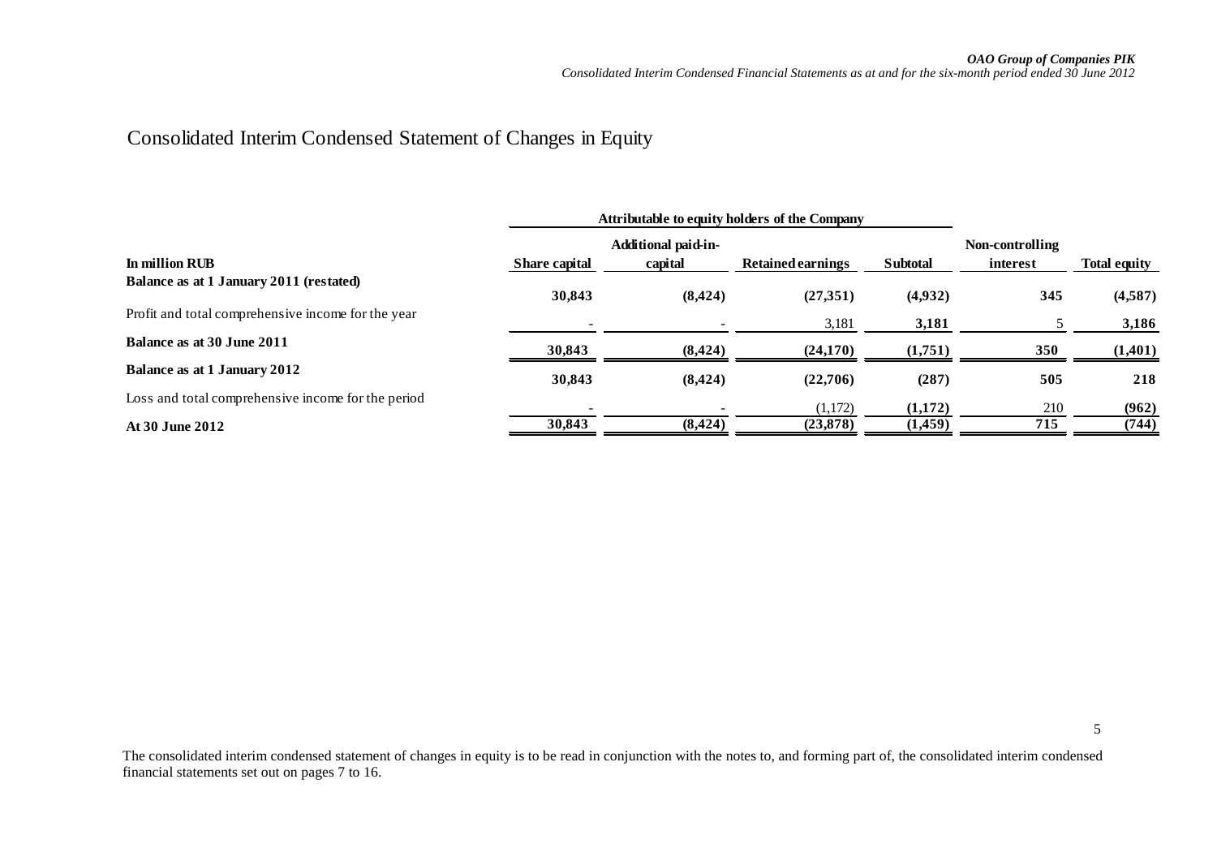# Consolidated Interim Condensed Statement of Changes in Equity

| In million RUB | Attributable to equity holders of the Company | | | | | |
|---|---|---|---|---|---|---|
| | Share capital | Additional paid-in-capital | Retained earnings | Subtotal | Non-controlling interest | Total equity |
| **Balance as at 1 January 2011 (restated)** | **30,843** | **(8,424)** | **(27,351)** | **(4,932)** | **345** | **(4,587)** |
| Profit and total comprehensive income for the year | - | - | 3,181 | **3,181** | 5 | **3,186** |
| **Balance as at 30 June 2011** | **30,843** | **(8,424)** | **(24,170)** | **(1,751)** | **350** | **(1,401)** |
| **Balance as at 1 January 2012** | **30,843** | **(8,424)** | **(22,706)** | **(287)** | **505** | **218** |
| Loss and total comprehensive income for the period | - | - | (1,172) | **(1,172)** | 210 | **(962)** |
| **At 30 June 2012** | **30,843** | **(8,424)** | **(23,878)** | **(1,459)** | **715** | **(744)** |

The consolidated interim condensed statement of changes in equity is to be read in conjunction with the notes to, and forming part of, the consolidated interim condensed financial statements set out on pages 7 to 16.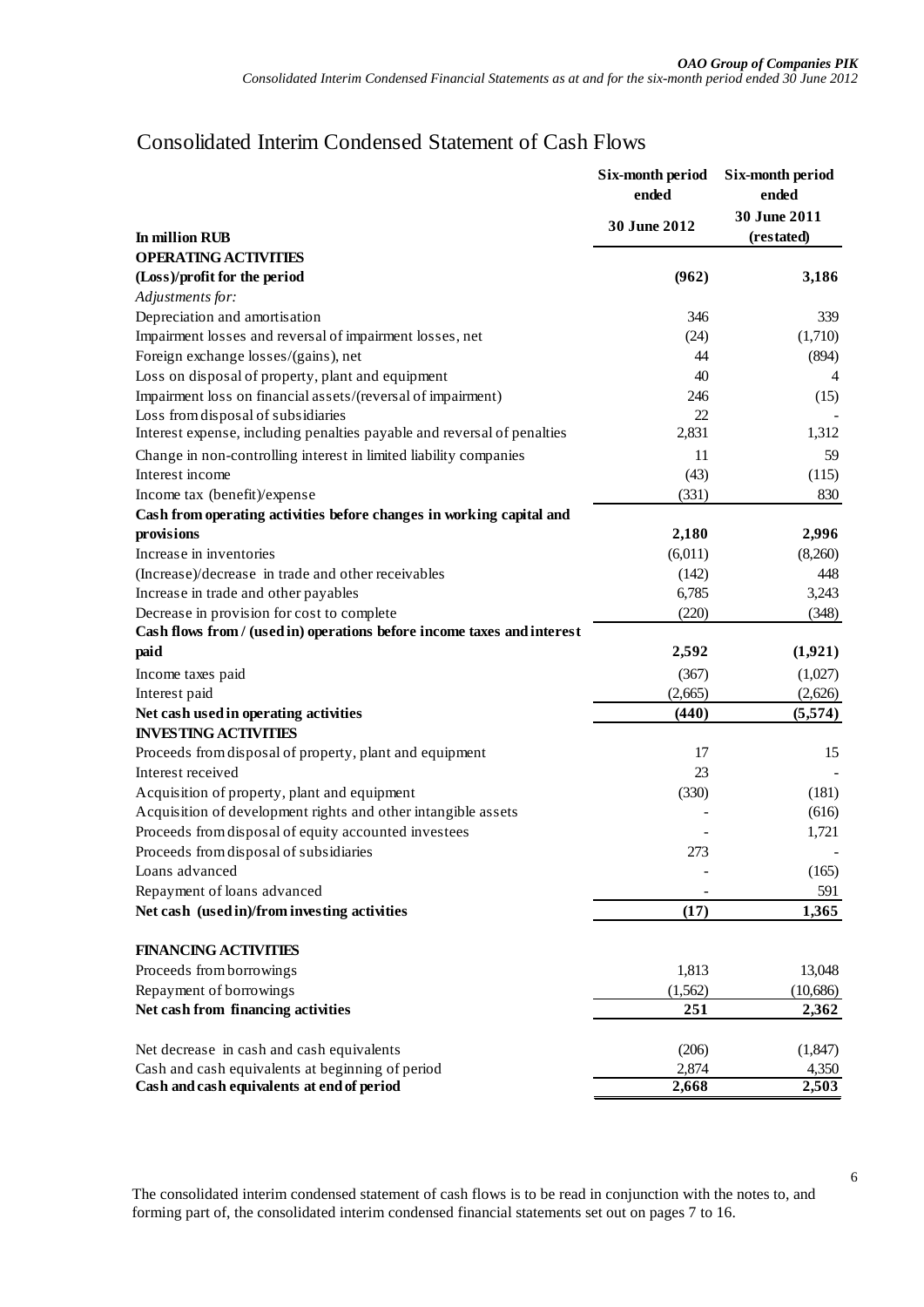# Consolidated Interim Condensed Statement of Cash Flows

| In million RUB | Six-month period ended 30 June 2012 | Six-month period ended 30 June 2011 (restated) |
|---|---|---|
| **OPERATING ACTIVITIES** | | |
| **(Loss)/profit for the period** | **(962)** | **3,186** |
| *Adjustments for:* | | |
| Depreciation and amortisation | 346 | 339 |
| Impairment losses and reversal of impairment losses, net | (24) | (1,710) |
| Foreign exchange losses/(gains), net | 44 | (894) |
| Loss on disposal of property, plant and equipment | 40 | 4 |
| Impairment loss on financial assets/(reversal of impairment) | 246 | (15) |
| Loss from disposal of subsidiaries | 22 | - |
| Interest expense, including penalties payable and reversal of penalties | 2,831 | 1,312 |
| Change in non-controlling interest in limited liability companies | 11 | 59 |
| Interest income | (43) | (115) |
| Income tax (benefit)/expense | (331) | 830 |
| **Cash from operating activities before changes in working capital and provisions** | **2,180** | **2,996** |
| Increase in inventories | (6,011) | (8,260) |
| (Increase)/decrease in trade and other receivables | (142) | 448 |
| Increase in trade and other payables | 6,785 | 3,243 |
| Decrease in provision for cost to complete | (220) | (348) |
| **Cash flows from / (used in) operations before income taxes and interest paid** | **2,592** | **(1,921)** |
| Income taxes paid | (367) | (1,027) |
| Interest paid | (2,665) | (2,626) |
| **Net cash used in operating activities** | **(440)** | **(5,574)** |
| **INVESTING ACTIVITIES** | | |
| Proceeds from disposal of property, plant and equipment | 17 | 15 |
| Interest received | 23 | - |
| Acquisition of property, plant and equipment | (330) | (181) |
| Acquisition of development rights and other intangible assets | - | (616) |
| Proceeds from disposal of equity accounted investees | - | 1,721 |
| Proceeds from disposal of subsidiaries | 273 | - |
| Loans advanced | - | (165) |
| Repayment of loans advanced | - | 591 |
| **Net cash (used in)/from investing activities** | **(17)** | **1,365** |
| **FINANCING ACTIVITIES** | | |
| Proceeds from borrowings | 1,813 | 13,048 |
| Repayment of borrowings | (1,562) | (10,686) |
| **Net cash from financing activities** | **251** | **2,362** |
| Net decrease in cash and cash equivalents | (206) | (1,847) |
| Cash and cash equivalents at beginning of period | 2,874 | 4,350 |
| **Cash and cash equivalents at end of period** | **2,668** | **2,503** |

The consolidated interim condensed statement of cash flows is to be read in conjunction with the notes to, and forming part of, the consolidated interim condensed financial statements set out on pages 7 to 16.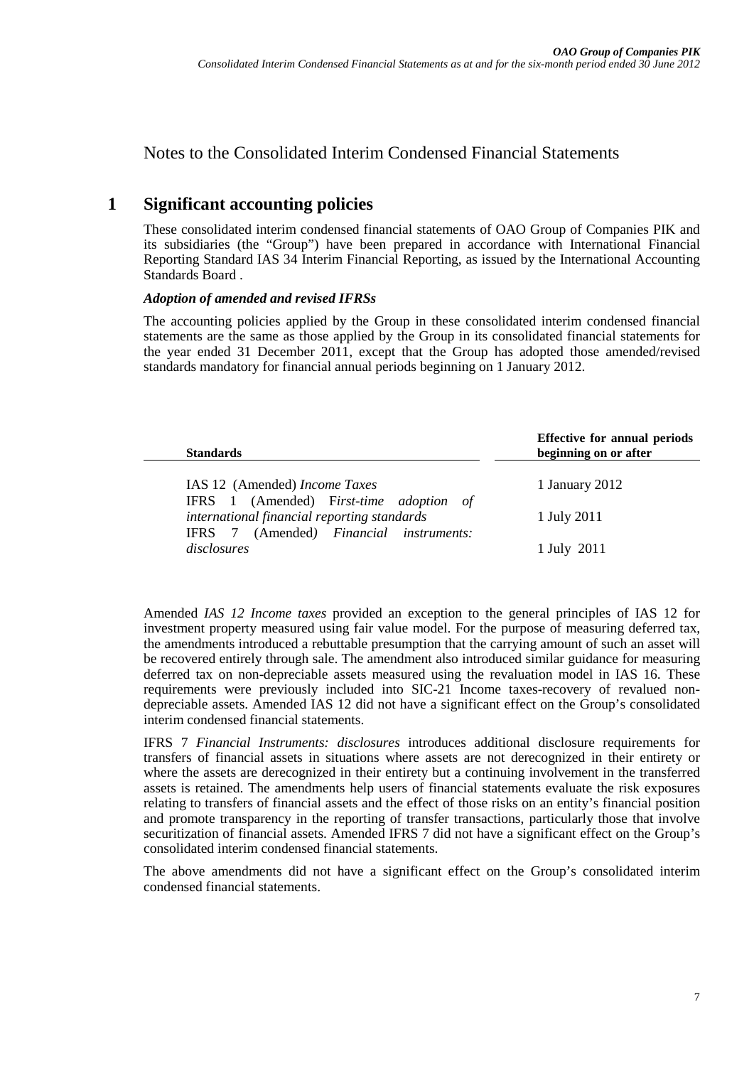# Notes to the Consolidated Interim Condensed Financial Statements

## 1 Significant accounting policies

These consolidated interim condensed financial statements of OAO Group of Companies PIK and its subsidiaries (the "Group") have been prepared in accordance with International Financial Reporting Standard IAS 34 Interim Financial Reporting, as issued by the International Accounting Standards Board .

### *Adoption of amended and revised IFRSs*

The accounting policies applied by the Group in these consolidated interim condensed financial statements are the same as those applied by the Group in its consolidated financial statements for the year ended 31 December 2011, except that the Group has adopted those amended/revised standards mandatory for financial annual periods beginning on 1 January 2012.

| **Standards** | **Effective for annual periods beginning on or after** |
|---|---|
| IAS 12 (Amended) *Income Taxes* | 1 January 2012 |
| IFRS 1 (Amended) F*irst-time adoption of international financial reporting standards* | 1 July 2011 |
| IFRS 7 (Amended*) Financial instruments: disclosures* | 1 July 2011 |

Amended *IAS 12 Income taxes* provided an exception to the general principles of IAS 12 for investment property measured using fair value model. For the purpose of measuring deferred tax, the amendments introduced a rebuttable presumption that the carrying amount of such an asset will be recovered entirely through sale. The amendment also introduced similar guidance for measuring deferred tax on non-depreciable assets measured using the revaluation model in IAS 16. These requirements were previously included into SIC-21 Income taxes-recovery of revalued non-depreciable assets. Amended IAS 12 did not have a significant effect on the Group's consolidated interim condensed financial statements.

IFRS 7 *Financial Instruments: disclosures* introduces additional disclosure requirements for transfers of financial assets in situations where assets are not derecognized in their entirety or where the assets are derecognized in their entirety but a continuing involvement in the transferred assets is retained. The amendments help users of financial statements evaluate the risk exposures relating to transfers of financial assets and the effect of those risks on an entity's financial position and promote transparency in the reporting of transfer transactions, particularly those that involve securitization of financial assets. Amended IFRS 7 did not have a significant effect on the Group's consolidated interim condensed financial statements.

The above amendments did not have a significant effect on the Group's consolidated interim condensed financial statements.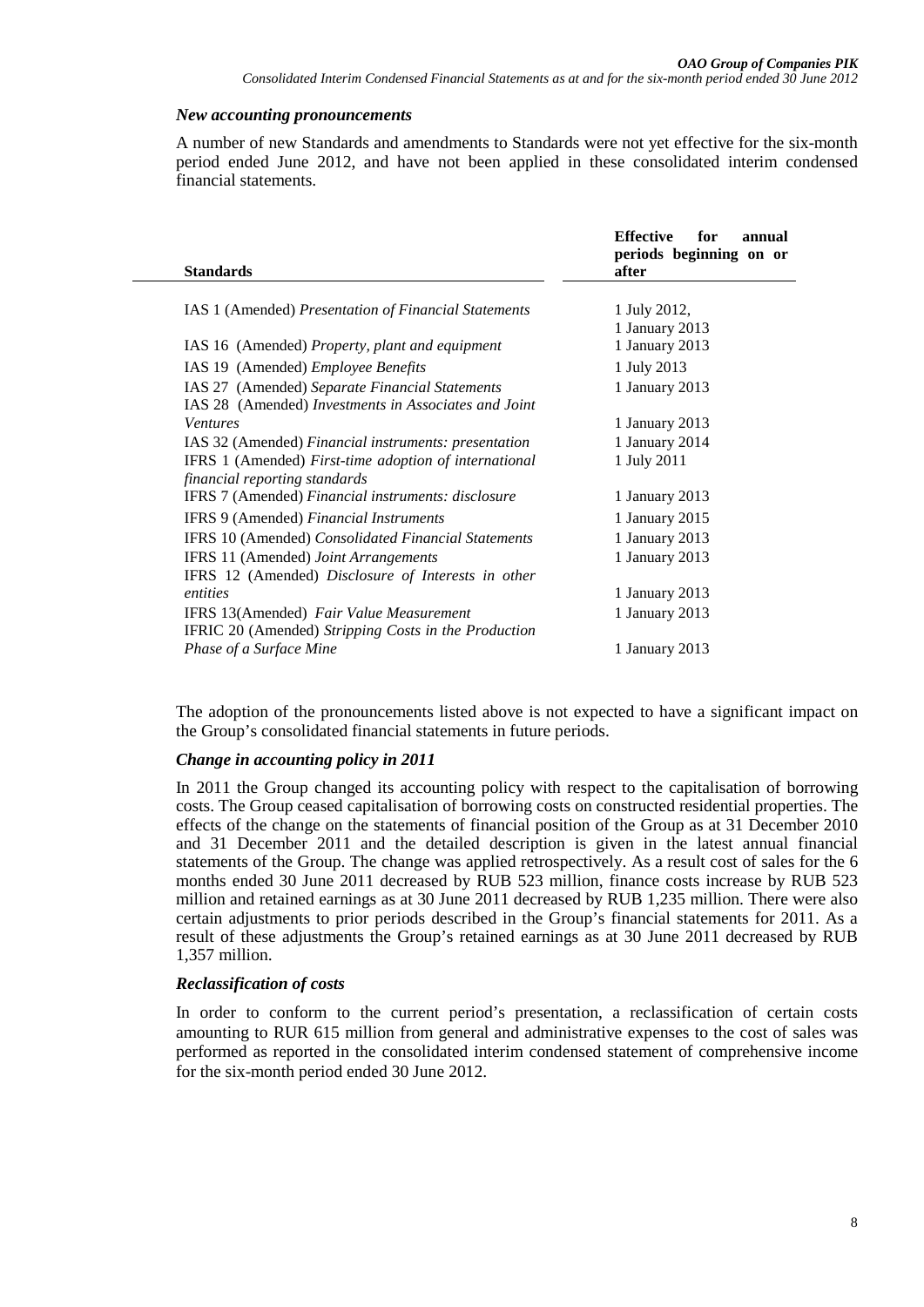### *New accounting pronouncements*

A number of new Standards and amendments to Standards were not yet effective for the six-month period ended June 2012, and have not been applied in these consolidated interim condensed financial statements.

| Standards | Effective for annual periods beginning on or after |
|---|---|
| IAS 1 (Amended) *Presentation of Financial Statements* | 1 July 2012, 1 January 2013 |
| IAS 16 (Amended) *Property, plant and equipment* | 1 January 2013 |
| IAS 19 (Amended) *Employee Benefits* | 1 July 2013 |
| IAS 27 (Amended) *Separate Financial Statements* | 1 January 2013 |
| IAS 28 (Amended) *Investments in Associates and Joint Ventures* | 1 January 2013 |
| IAS 32 (Amended) *Financial instruments: presentation* | 1 January 2014 |
| IFRS 1 (Amended) *First-time adoption of international financial reporting standards* | 1 July 2011 |
| IFRS 7 (Amended) *Financial instruments: disclosure* | 1 January 2013 |
| IFRS 9 (Amended) *Financial Instruments* | 1 January 2015 |
| IFRS 10 (Amended) *Consolidated Financial Statements* | 1 January 2013 |
| IFRS 11 (Amended) *Joint Arrangements* | 1 January 2013 |
| IFRS 12 (Amended) *Disclosure of Interests in other entities* | 1 January 2013 |
| IFRS 13(Amended) *Fair Value Measurement* | 1 January 2013 |
| IFRIC 20 (Amended) *Stripping Costs in the Production Phase of a Surface Mine* | 1 January 2013 |

The adoption of the pronouncements listed above is not expected to have a significant impact on the Group's consolidated financial statements in future periods.

### *Change in accounting policy in 2011*

In 2011 the Group changed its accounting policy with respect to the capitalisation of borrowing costs. The Group ceased capitalisation of borrowing costs on constructed residential properties. The effects of the change on the statements of financial position of the Group as at 31 December 2010 and 31 December 2011 and the detailed description is given in the latest annual financial statements of the Group. The change was applied retrospectively. As a result cost of sales for the 6 months ended 30 June 2011 decreased by RUB 523 million, finance costs increase by RUB 523 million and retained earnings as at 30 June 2011 decreased by RUB 1,235 million. There were also certain adjustments to prior periods described in the Group's financial statements for 2011. As a result of these adjustments the Group's retained earnings as at 30 June 2011 decreased by RUB 1,357 million.

### *Reclassification of costs*

In order to conform to the current period's presentation, a reclassification of certain costs amounting to RUR 615 million from general and administrative expenses to the cost of sales was performed as reported in the consolidated interim condensed statement of comprehensive income for the six-month period ended 30 June 2012.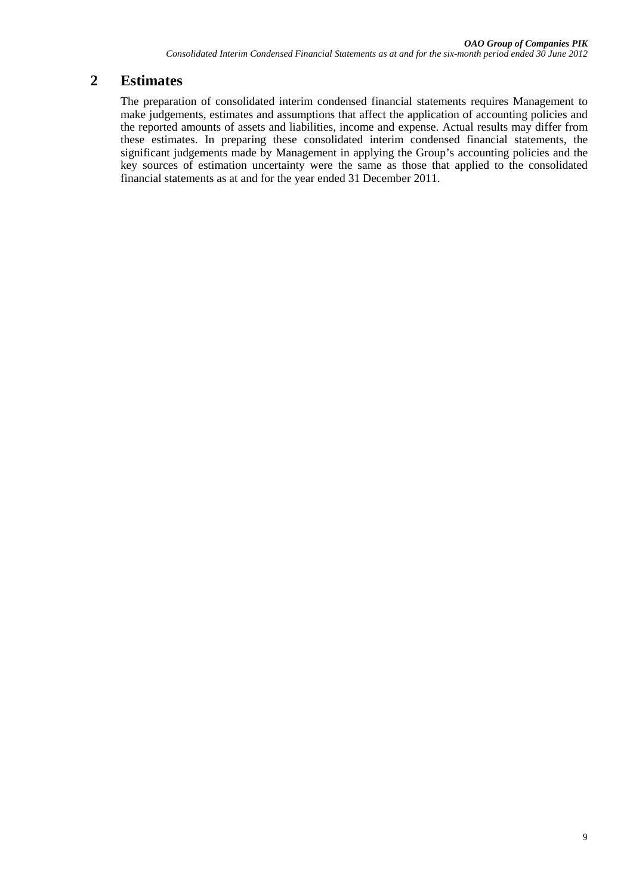## 2 Estimates

The preparation of consolidated interim condensed financial statements requires Management to make judgements, estimates and assumptions that affect the application of accounting policies and the reported amounts of assets and liabilities, income and expense. Actual results may differ from these estimates. In preparing these consolidated interim condensed financial statements, the significant judgements made by Management in applying the Group's accounting policies and the key sources of estimation uncertainty were the same as those that applied to the consolidated financial statements as at and for the year ended 31 December 2011.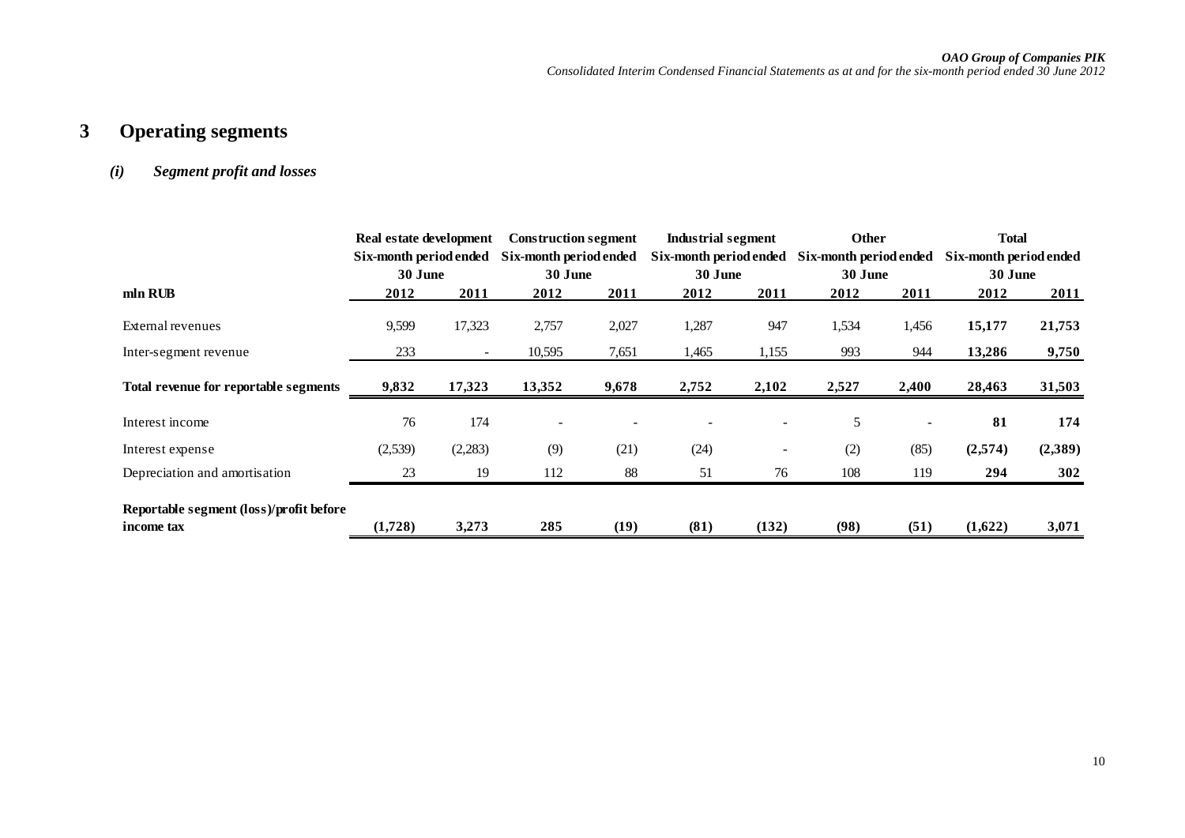## 3 Operating segments

### *(i) Segment profit and losses*

| mln RUB | Real estate development Six-month period ended 30 June | | Construction segment Six-month period ended 30 June | | Industrial segment Six-month period ended 30 June | | Other Six-month period ended 30 June | | Total Six-month period ended 30 June | |
|---|---|---|---|---|---|---|---|---|---|---|
| | 2012 | 2011 | 2012 | 2011 | 2012 | 2011 | 2012 | 2011 | 2012 | 2011 |
| External revenues | 9,599 | 17,323 | 2,757 | 2,027 | 1,287 | 947 | 1,534 | 1,456 | **15,177** | **21,753** |
| Inter-segment revenue | 233 | - | 10,595 | 7,651 | 1,465 | 1,155 | 993 | 944 | **13,286** | **9,750** |
| **Total revenue for reportable segments** | **9,832** | **17,323** | **13,352** | **9,678** | **2,752** | **2,102** | **2,527** | **2,400** | **28,463** | **31,503** |
| Interest income | 76 | 174 | - | - | - | - | 5 | - | **81** | **174** |
| Interest expense | (2,539) | (2,283) | (9) | (21) | (24) | - | (2) | (85) | **(2,574)** | **(2,389)** |
| Depreciation and amortisation | 23 | 19 | 112 | 88 | 51 | 76 | 108 | 119 | **294** | **302** |
| **Reportable segment (loss)/profit before income tax** | **(1,728)** | **3,273** | **285** | **(19)** | **(81)** | **(132)** | **(98)** | **(51)** | **(1,622)** | **3,071** |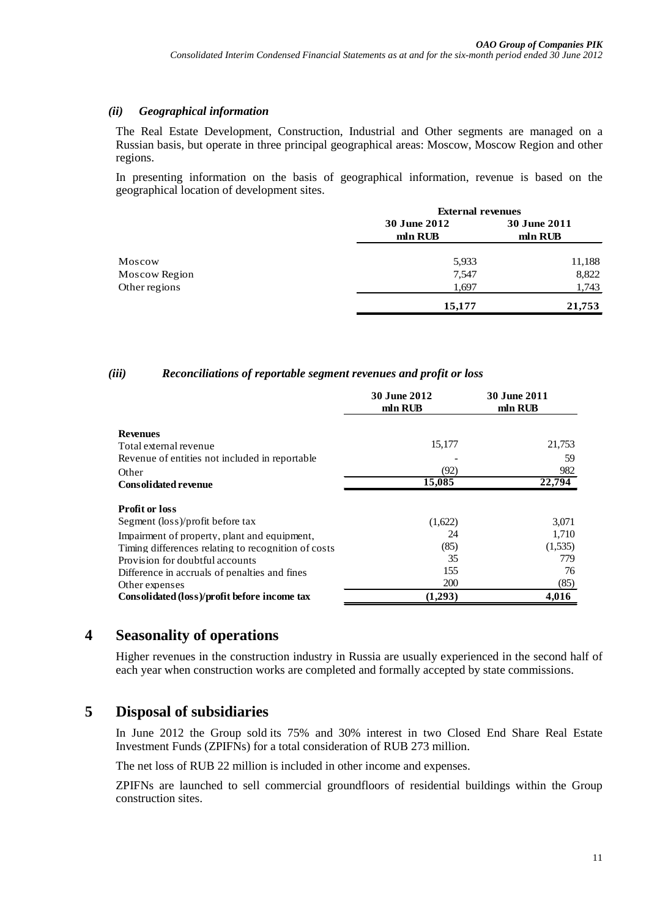### *(ii) Geographical information*

The Real Estate Development, Construction, Industrial and Other segments are managed on a Russian basis, but operate in three principal geographical areas: Moscow, Moscow Region and other regions.

In presenting information on the basis of geographical information, revenue is based on the geographical location of development sites.

| | External revenues | |
|---|---|---|
| | 30 June 2012 mln RUB | 30 June 2011 mln RUB |
| Moscow | 5,933 | 11,188 |
| Moscow Region | 7,547 | 8,822 |
| Other regions | 1,697 | 1,743 |
| | **15,177** | **21,753** |

### *(iii) Reconciliations of reportable segment revenues and profit or loss*

| | 30 June 2012 mln RUB | 30 June 2011 mln RUB |
|---|---|---|
| **Revenues** | | |
| Total external revenue | 15,177 | 21,753 |
| Revenue of entities not included in reportable | - | 59 |
| Other | (92) | 982 |
| **Consolidated revenue** | **15,085** | **22,794** |
| **Profit or loss** | | |
| Segment (loss)/profit before tax | (1,622) | 3,071 |
| Impairment of property, plant and equipment, | 24 | 1,710 |
| Timing differences relating to recognition of costs | (85) | (1,535) |
| Provision for doubtful accounts | 35 | 779 |
| Difference in accruals of penalties and fines | 155 | 76 |
| Other expenses | 200 | (85) |
| **Consolidated (loss)/profit before income tax** | **(1,293)** | **4,016** |

## 4 Seasonality of operations

Higher revenues in the construction industry in Russia are usually experienced in the second half of each year when construction works are completed and formally accepted by state commissions.

## 5 Disposal of subsidiaries

In June 2012 the Group sold its 75% and 30% interest in two Closed End Share Real Estate Investment Funds (ZPIFNs) for a total consideration of RUB 273 million.

The net loss of RUB 22 million is included in other income and expenses.

ZPIFNs are launched to sell commercial groundfloors of residential buildings within the Group construction sites.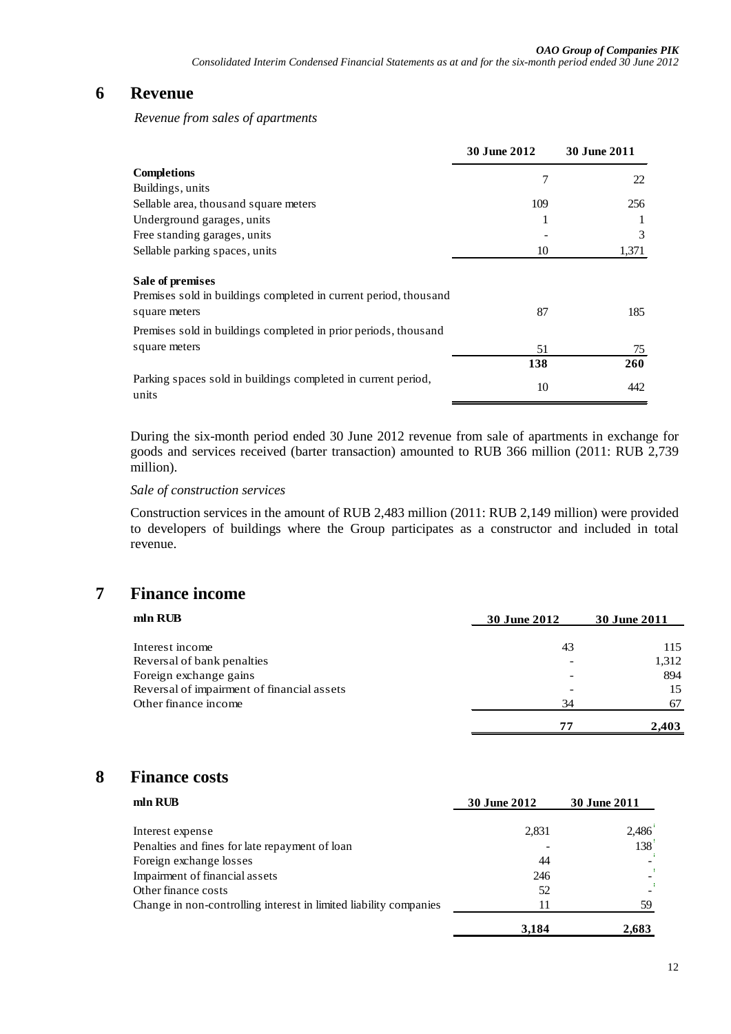## 6 Revenue

*Revenue from sales of apartments*

| | 30 June 2012 | 30 June 2011 |
|---|---|---|
| **Completions** | | |
| Buildings, units | 7 | 22 |
| Sellable area, thousand square meters | 109 | 256 |
| Underground garages, units | 1 | 1 |
| Free standing garages, units | - | 3 |
| Sellable parking spaces, units | 10 | 1,371 |
| **Sale of premises** | | |
| Premises sold in buildings completed in current period, thousand square meters | 87 | 185 |
| Premises sold in buildings completed in prior periods, thousand square meters | 51 | 75 |
| | **138** | **260** |
| Parking spaces sold in buildings completed in current period, units | 10 | 442 |

During the six-month period ended 30 June 2012 revenue from sale of apartments in exchange for goods and services received (barter transaction) amounted to RUB 366 million (2011: RUB 2,739 million).

*Sale of construction services*

Construction services in the amount of RUB 2,483 million (2011: RUB 2,149 million) were provided to developers of buildings where the Group participates as a constructor and included in total revenue.

## 7 Finance income

| mln RUB | 30 June 2012 | 30 June 2011 |
|---|---|---|
| Interest income | 43 | 115 |
| Reversal of bank penalties | - | 1,312 |
| Foreign exchange gains | - | 894 |
| Reversal of impairment of financial assets | - | 15 |
| Other finance income | 34 | 67 |
| | **77** | **2,403** |

## 8 Finance costs

| mln RUB | 30 June 2012 | 30 June 2011 |
|---|---|---|
| Interest expense | 2,831 | 2,486 |
| Penalties and fines for late repayment of loan | - | 138 |
| Foreign exchange losses | 44 | - |
| Impairment of financial assets | 246 | - |
| Other finance costs | 52 | - |
| Change in non-controlling interest in limited liability companies | 11 | 59 |
| | **3,184** | **2,683** |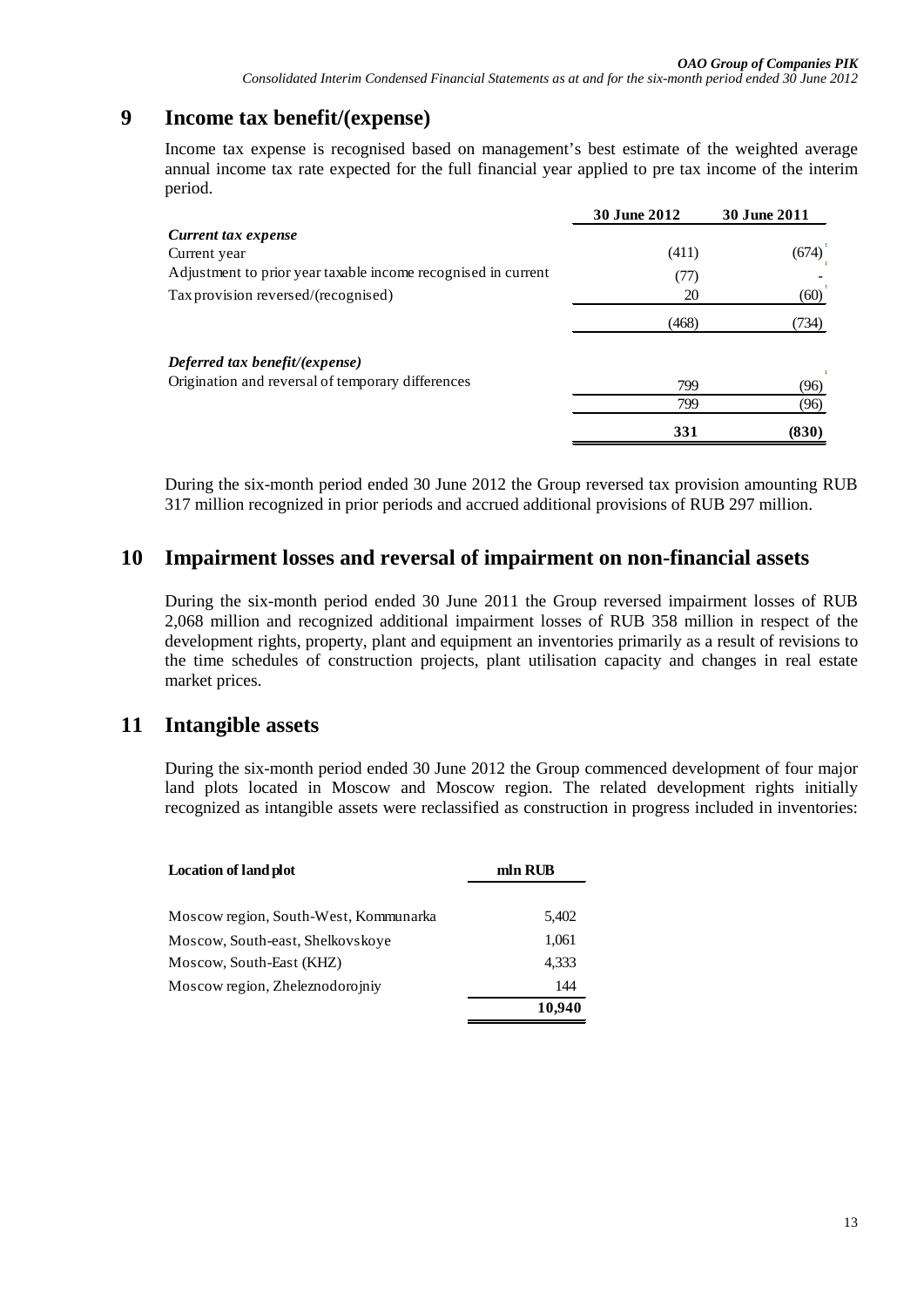## 9 Income tax benefit/(expense)

Income tax expense is recognised based on management's best estimate of the weighted average annual income tax rate expected for the full financial year applied to pre tax income of the interim period.

| | 30 June 2012 | 30 June 2011 |
|---|---|---|
| ***Current tax expense*** | | |
| Current year | (411) | (674) |
| Adjustment to prior year taxable income recognised in current | (77) | - |
| Tax provision reversed/(recognised) | 20 | (60) |
| | (468) | (734) |
| ***Deferred tax benefit/(expense)*** | | |
| Origination and reversal of temporary differences | 799 | (96) |
| | 799 | (96) |
| | **331** | **(830)** |

During the six-month period ended 30 June 2012 the Group reversed tax provision amounting RUB 317 million recognized in prior periods and accrued additional provisions of RUB 297 million.

## 10 Impairment losses and reversal of impairment on non-financial assets

During the six-month period ended 30 June 2011 the Group reversed impairment losses of RUB 2,068 million and recognized additional impairment losses of RUB 358 million in respect of the development rights, property, plant and equipment an inventories primarily as a result of revisions to the time schedules of construction projects, plant utilisation capacity and changes in real estate market prices.

## 11 Intangible assets

During the six-month period ended 30 June 2012 the Group commenced development of four major land plots located in Moscow and Moscow region. The related development rights initially recognized as intangible assets were reclassified as construction in progress included in inventories:

| Location of land plot | mln RUB |
|---|---|
| Moscow region, South-West, Kommunarka | 5,402 |
| Moscow, South-east, Shelkovskoye | 1,061 |
| Moscow, South-East (KHZ) | 4,333 |
| Moscow region, Zheleznodorojniy | 144 |
| | **10,940** |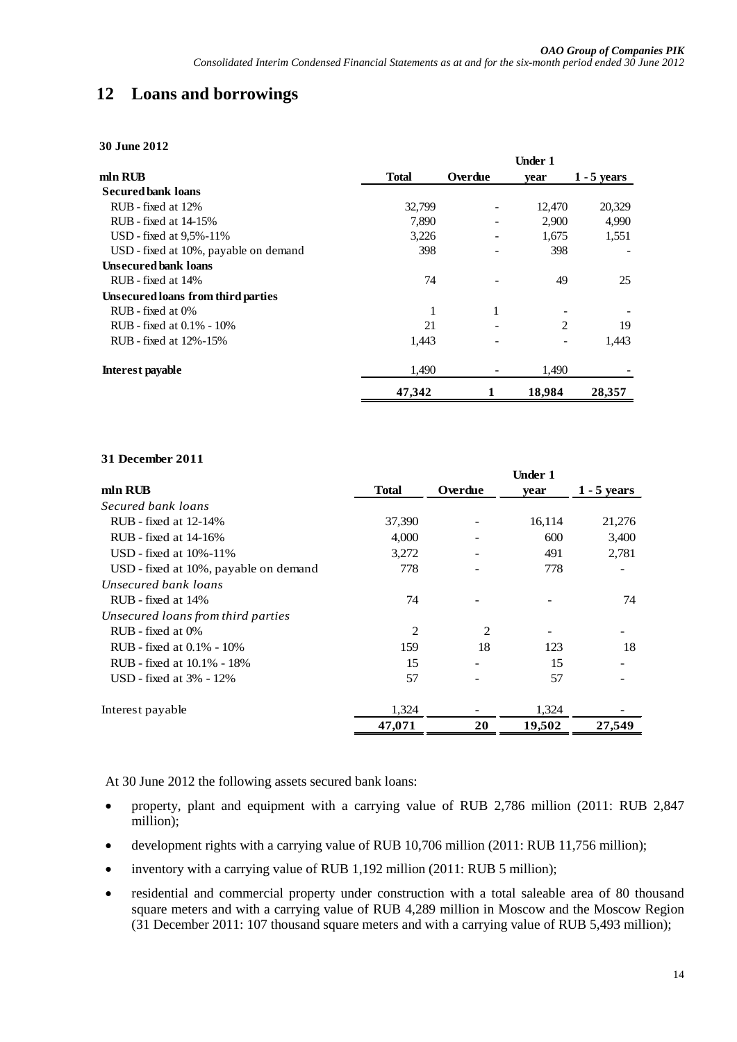## 12 Loans and borrowings

**30 June 2012**

| mln RUB | Total | Overdue | Under 1 year | 1 - 5 years |
|---|---|---|---|---|
| **Secured bank loans** | | | | |
| RUB - fixed at 12% | 32,799 | - | 12,470 | 20,329 |
| RUB - fixed at 14-15% | 7,890 | - | 2,900 | 4,990 |
| USD - fixed at 9,5%-11% | 3,226 | - | 1,675 | 1,551 |
| USD - fixed at 10%, payable on demand | 398 | - | 398 | - |
| **Unsecured bank loans** | | | | |
| RUB - fixed at 14% | 74 | - | 49 | 25 |
| **Unsecured loans from third parties** | | | | |
| RUB - fixed at 0% | 1 | 1 | - | - |
| RUB - fixed at 0.1% - 10% | 21 | - | 2 | 19 |
| RUB - fixed at 12%-15% | 1,443 | - | - | 1,443 |
| **Interest payable** | 1,490 | - | 1,490 | - |
| | **47,342** | **1** | **18,984** | **28,357** |

**31 December 2011**

| mln RUB | Total | Overdue | Under 1 year | 1 - 5 years |
|---|---|---|---|---|
| *Secured bank loans* | | | | |
| RUB - fixed at 12-14% | 37,390 | - | 16,114 | 21,276 |
| RUB - fixed at 14-16% | 4,000 | - | 600 | 3,400 |
| USD - fixed at 10%-11% | 3,272 | - | 491 | 2,781 |
| USD - fixed at 10%, payable on demand | 778 | - | 778 | - |
| *Unsecured bank loans* | | | | |
| RUB - fixed at 14% | 74 | - | - | 74 |
| *Unsecured loans from third parties* | | | | |
| RUB - fixed at 0% | 2 | 2 | - | - |
| RUB - fixed at 0.1% - 10% | 159 | 18 | 123 | 18 |
| RUB - fixed at 10.1% - 18% | 15 | - | 15 | - |
| USD - fixed at 3% - 12% | 57 | - | 57 | - |
| Interest payable | 1,324 | - | 1,324 | - |
| | **47,071** | **20** | **19,502** | **27,549** |

At 30 June 2012 the following assets secured bank loans:

- property, plant and equipment with a carrying value of RUB 2,786 million (2011: RUB 2,847 million);
- development rights with a carrying value of RUB 10,706 million (2011: RUB 11,756 million);
- inventory with a carrying value of RUB 1,192 million (2011: RUB 5 million);
- residential and commercial property under construction with a total saleable area of 80 thousand square meters and with a carrying value of RUB 4,289 million in Moscow and the Moscow Region (31 December 2011: 107 thousand square meters and with a carrying value of RUB 5,493 million);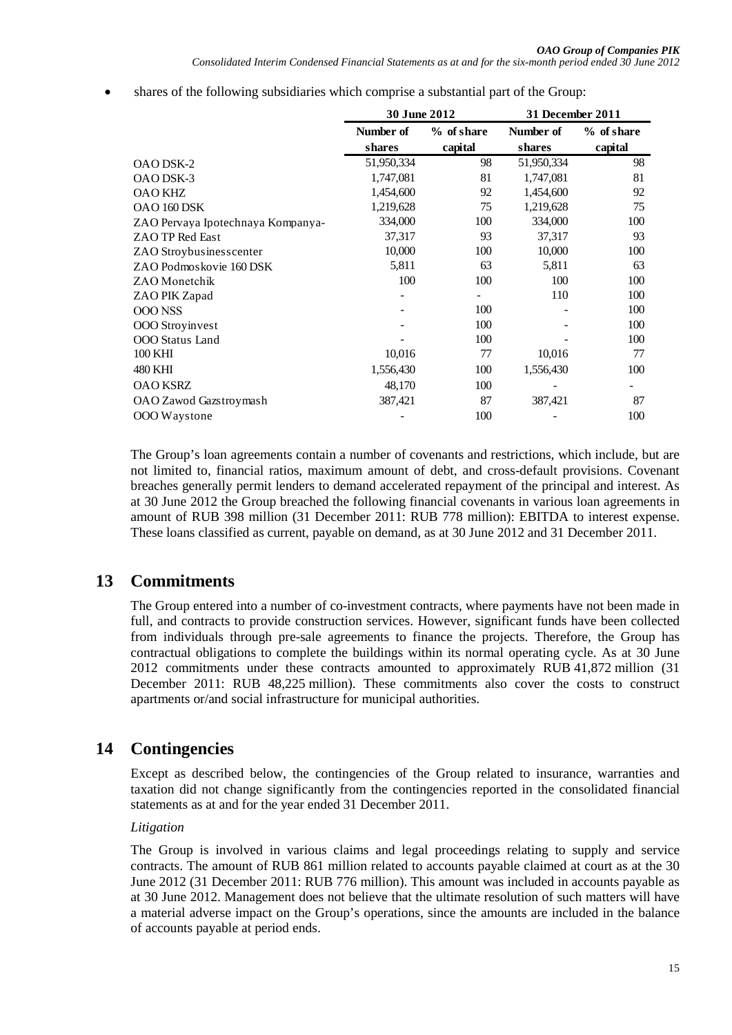- shares of the following subsidiaries which comprise a substantial part of the Group:

| | 30 June 2012 | | 31 December 2011 | |
|---|---|---|---|---|
| | Number of shares | % of share capital | Number of shares | % of share capital |
| OAO DSK-2 | 51,950,334 | 98 | 51,950,334 | 98 |
| OAO DSK-3 | 1,747,081 | 81 | 1,747,081 | 81 |
| OAO KHZ | 1,454,600 | 92 | 1,454,600 | 92 |
| OAO 160 DSK | 1,219,628 | 75 | 1,219,628 | 75 |
| ZAO Pervaya Ipotechnaya Kompanya- | 334,000 | 100 | 334,000 | 100 |
| ZAO TP Red East | 37,317 | 93 | 37,317 | 93 |
| ZAO Stroybusinesscenter | 10,000 | 100 | 10,000 | 100 |
| ZAO Podmoskovie 160 DSK | 5,811 | 63 | 5,811 | 63 |
| ZAO Monetchik | 100 | 100 | 100 | 100 |
| ZAO PIK Zapad | - | - | 110 | 100 |
| OOO NSS | - | 100 | - | 100 |
| OOO Stroyinvest | - | 100 | - | 100 |
| OOO Status Land | - | 100 | - | 100 |
| 100 KHI | 10,016 | 77 | 10,016 | 77 |
| 480 KHI | 1,556,430 | 100 | 1,556,430 | 100 |
| OAO KSRZ | 48,170 | 100 | - | - |
| OAO Zawod Gazstroymash | 387,421 | 87 | 387,421 | 87 |
| OOO Waystone | - | 100 | - | 100 |

The Group's loan agreements contain a number of covenants and restrictions, which include, but are not limited to, financial ratios, maximum amount of debt, and cross-default provisions. Covenant breaches generally permit lenders to demand accelerated repayment of the principal and interest. As at 30 June 2012 the Group breached the following financial covenants in various loan agreements in amount of RUB 398 million (31 December 2011: RUB 778 million): EBITDA to interest expense. These loans classified as current, payable on demand, as at 30 June 2012 and 31 December 2011.

## 13 Commitments

The Group entered into a number of co-investment contracts, where payments have not been made in full, and contracts to provide construction services. However, significant funds have been collected from individuals through pre-sale agreements to finance the projects. Therefore, the Group has contractual obligations to complete the buildings within its normal operating cycle. As at 30 June 2012 commitments under these contracts amounted to approximately RUB 41,872 million (31 December 2011: RUB 48,225 million). These commitments also cover the costs to construct apartments or/and social infrastructure for municipal authorities.

## 14 Contingencies

Except as described below, the contingencies of the Group related to insurance, warranties and taxation did not change significantly from the contingencies reported in the consolidated financial statements as at and for the year ended 31 December 2011.

*Litigation*

The Group is involved in various claims and legal proceedings relating to supply and service contracts. The amount of RUB 861 million related to accounts payable claimed at court as at the 30 June 2012 (31 December 2011: RUB 776 million). This amount was included in accounts payable as at 30 June 2012. Management does not believe that the ultimate resolution of such matters will have a material adverse impact on the Group's operations, since the amounts are included in the balance of accounts payable at period ends.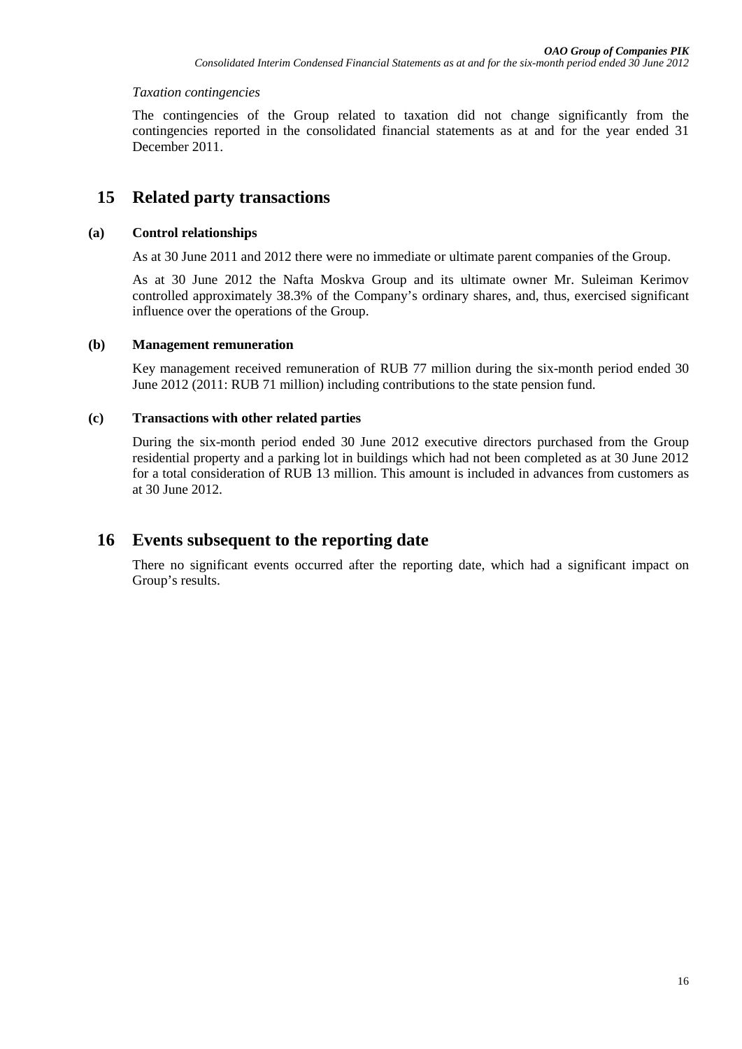*Taxation contingencies*

The contingencies of the Group related to taxation did not change significantly from the contingencies reported in the consolidated financial statements as at and for the year ended 31 December 2011.

# 15 Related party transactions

### (a) Control relationships

As at 30 June 2011 and 2012 there were no immediate or ultimate parent companies of the Group.

As at 30 June 2012 the Nafta Moskva Group and its ultimate owner Mr. Suleiman Kerimov controlled approximately 38.3% of the Company's ordinary shares, and, thus, exercised significant influence over the operations of the Group.

### (b) Management remuneration

Key management received remuneration of RUB 77 million during the six-month period ended 30 June 2012 (2011: RUB 71 million) including contributions to the state pension fund.

### (c) Transactions with other related parties

During the six-month period ended 30 June 2012 executive directors purchased from the Group residential property and a parking lot in buildings which had not been completed as at 30 June 2012 for a total consideration of RUB 13 million. This amount is included in advances from customers as at 30 June 2012.

# 16 Events subsequent to the reporting date

There no significant events occurred after the reporting date, which had a significant impact on Group's results.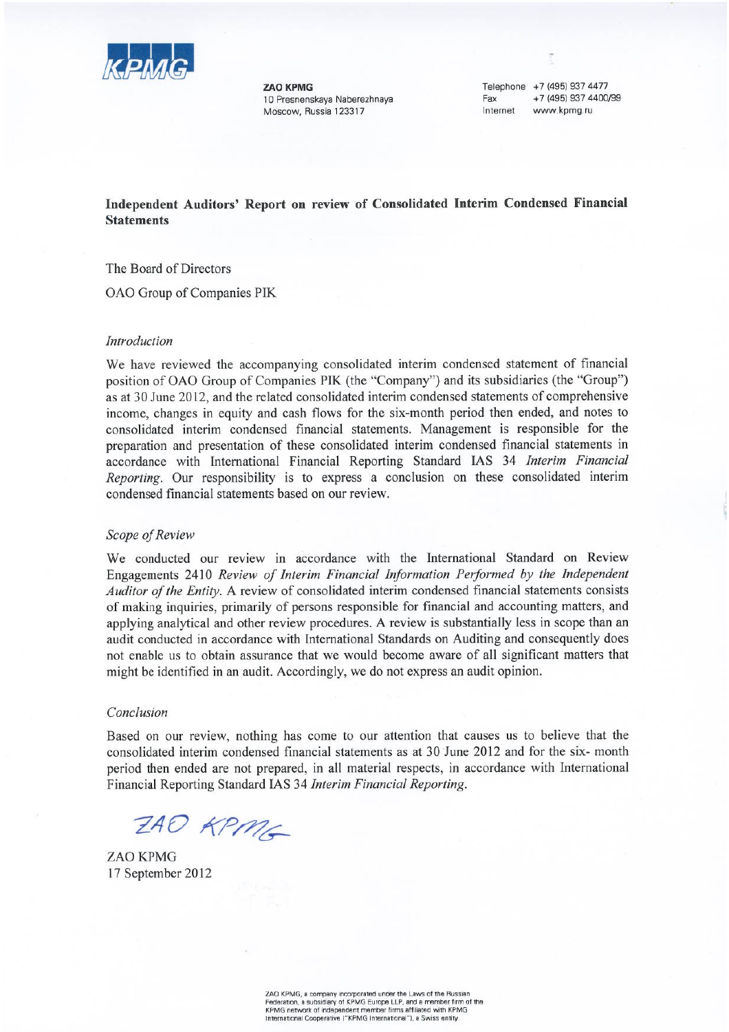**ZAO KPMG**
10 Presnenskaya Naberezhnaya
Moscow, Russia 123317

Telephone +7 (495) 937 4477
Fax +7 (495) 937 4400/99
Internet www.kpmg.ru

## Independent Auditors' Report on review of Consolidated Interim Condensed Financial Statements

The Board of Directors

OAO Group of Companies PIK

### *Introduction*

We have reviewed the accompanying consolidated interim condensed statement of financial position of OAO Group of Companies PIK (the "Company") and its subsidiaries (the "Group") as at 30 June 2012, and the related consolidated interim condensed statements of comprehensive income, changes in equity and cash flows for the six-month period then ended, and notes to consolidated interim condensed financial statements. Management is responsible for the preparation and presentation of these consolidated interim condensed financial statements in accordance with International Financial Reporting Standard IAS 34 *Interim Financial Reporting*. Our responsibility is to express a conclusion on these consolidated interim condensed financial statements based on our review.

### *Scope of Review*

We conducted our review in accordance with the International Standard on Review Engagements 2410 *Review of Interim Financial Information Performed by the Independent Auditor of the Entity*. A review of consolidated interim condensed financial statements consists of making inquiries, primarily of persons responsible for financial and accounting matters, and applying analytical and other review procedures. A review is substantially less in scope than an audit conducted in accordance with International Standards on Auditing and consequently does not enable us to obtain assurance that we would become aware of all significant matters that might be identified in an audit. Accordingly, we do not express an audit opinion.

### *Conclusion*

Based on our review, nothing has come to our attention that causes us to believe that the consolidated interim condensed financial statements as at 30 June 2012 and for the six- month period then ended are not prepared, in all material respects, in accordance with International Financial Reporting Standard IAS 34 *Interim Financial Reporting*.

ZAO KPMG

ZAO KPMG
17 September 2012

ZAO KPMG, a company incorporated under the Laws of the Russian Federation, a subsidiary of KPMG Europe LLP, and a member firm of the KPMG network of independent member firms affiliated with KPMG International Cooperative ("KPMG International"), a Swiss entity.